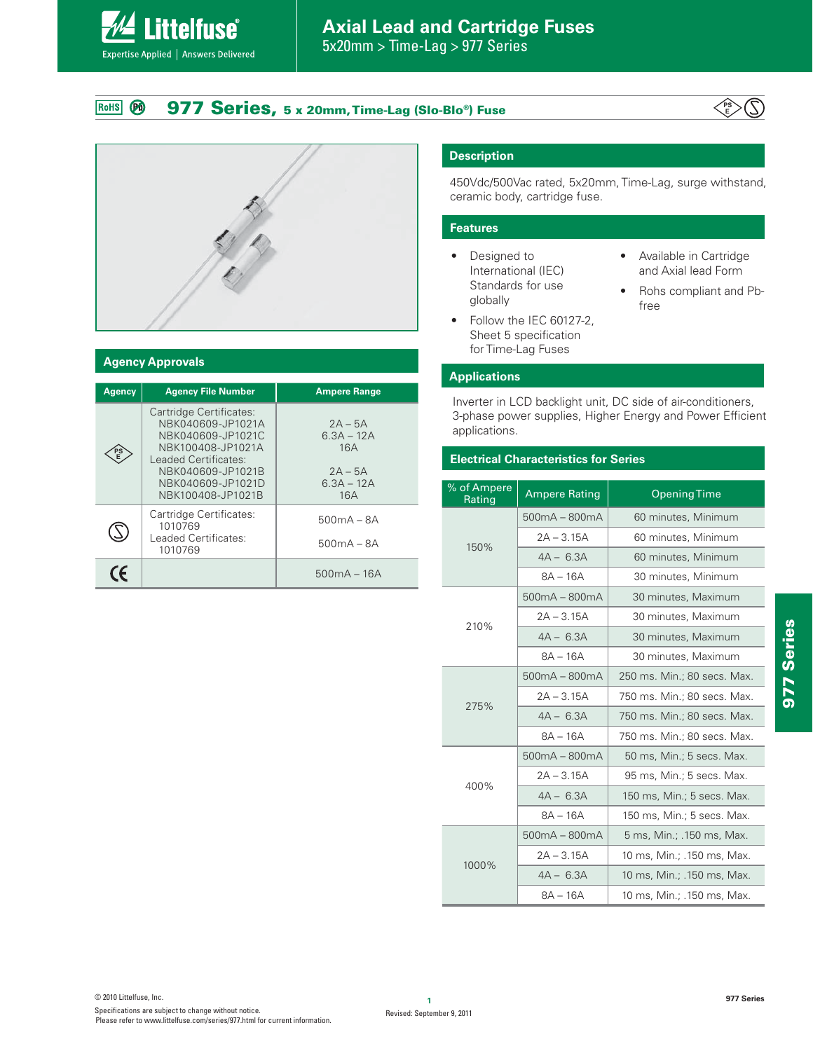# Axial Lead and Cartridge Fuses

5x20mm > Time-Lag > 977 Series

## 977 Series, 5 x 20mm, Time-Lag (Slo-Blo®) Fuse

## Description

450Vdc/500Vac rated, 5x20mm, Time-Lag, surge withstand, ceramic body, cartridge fuse.

## Features

- Designed to International (IEC) Standards for use globally
- Follow the IEC 60127-2, Sheet 5 specification for Time-Lag Fuses
- Available in Cartridge and Axial lead Form
- Rohs compliant and Pb-free

## Applications

Inverter in LCD backlight unit, DC side of air-conditioners, 3-phase power supplies, Higher Energy and Power Efficient applications.

## Agency Approvals

| Agency | Agency File Number | Ampere Range |
|---|---|---|
| PSE | Cartridge Certificates:<br>NBK040609-JP1021A<br>NBK040609-JP1021C<br>NBK100408-JP1021A<br>Leaded Certificates:<br>NBK040609-JP1021B<br>NBK040609-JP1021D<br>NBK100408-JP1021B | 2A – 5A<br>6.3A – 12A<br>16A<br><br>2A – 5A<br>6.3A – 12A<br>16A |
| S | Cartridge Certificates:<br>1010769<br>Leaded Certificates:<br>1010769 | 500mA – 8A<br><br>500mA – 8A |
| CE | | 500mA – 16A |

## Electrical Characteristics for Series

| % of Ampere Rating | Ampere Rating | Opening Time |
|---|---|---|
| 150% | 500mA – 800mA | 60 minutes, Minimum |
| | 2A – 3.15A | 60 minutes, Minimum |
| | 4A – 6.3A | 60 minutes, Minimum |
| | 8A – 16A | 30 minutes, Minimum |
| 210% | 500mA – 800mA | 30 minutes, Maximum |
| | 2A – 3.15A | 30 minutes, Maximum |
| | 4A – 6.3A | 30 minutes, Maximum |
| | 8A – 16A | 30 minutes, Maximum |
| 275% | 500mA – 800mA | 250 ms. Min.; 80 secs. Max. |
| | 2A – 3.15A | 750 ms. Min.; 80 secs. Max. |
| | 4A – 6.3A | 750 ms. Min.; 80 secs. Max. |
| | 8A – 16A | 750 ms. Min.; 80 secs. Max. |
| 400% | 500mA – 800mA | 50 ms, Min.; 5 secs. Max. |
| | 2A – 3.15A | 95 ms, Min.; 5 secs. Max. |
| | 4A – 6.3A | 150 ms, Min.; 5 secs. Max. |
| | 8A – 16A | 150 ms, Min.; 5 secs. Max. |
| 1000% | 500mA – 800mA | 5 ms, Min.; .150 ms, Max. |
| | 2A – 3.15A | 10 ms, Min.; .150 ms, Max. |
| | 4A – 6.3A | 10 ms, Min.; .150 ms, Max. |
| | 8A – 16A | 10 ms, Min.; .150 ms, Max. |

© 2010 Littelfuse, Inc.
Specifications are subject to change without notice.
Please refer to www.littelfuse.com/series/977.html for current information.

Revised: September 9, 2011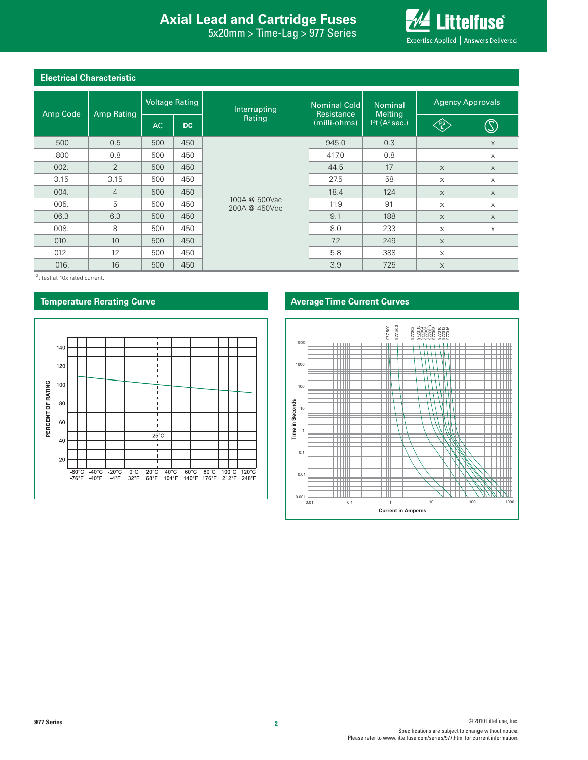## Electrical Characteristic

| Amp Code | Amp Rating | Voltage Rating | | Interrupting Rating | Nominal Cold Resistance (milli-ohms) | Nominal Melting $I^2t$ ($A^2$ sec.) | Agency Approvals | |
|---|---|---|---|---|---|---|---|---|
| | | AC | DC | | | | PSE | S |
| .500 | 0.5 | 500 | 450 | 100A @ 500Vac 200A @ 450Vdc | 945.0 | 0.3 | | x |
| .800 | 0.8 | 500 | 450 | | 417.0 | 0.8 | | x |
| 002. | 2 | 500 | 450 | | 44.5 | 17 | x | x |
| 3.15 | 3.15 | 500 | 450 | | 27.5 | 58 | x | x |
| 004. | 4 | 500 | 450 | | 18.4 | 124 | x | x |
| 005. | 5 | 500 | 450 | | 11.9 | 91 | x | x |
| 06.3 | 6.3 | 500 | 450 | | 9.1 | 188 | x | x |
| 008. | 8 | 500 | 450 | | 8.0 | 233 | x | x |
| 010. | 10 | 500 | 450 | | 7.2 | 249 | x | |
| 012. | 12 | 500 | 450 | | 5.8 | 388 | x | |
| 016. | 16 | 500 | 450 | | 3.9 | 725 | x | |

$I^2t$ test at 10x rated current.

## Temperature Rerating Curve

## Average Time Current Curves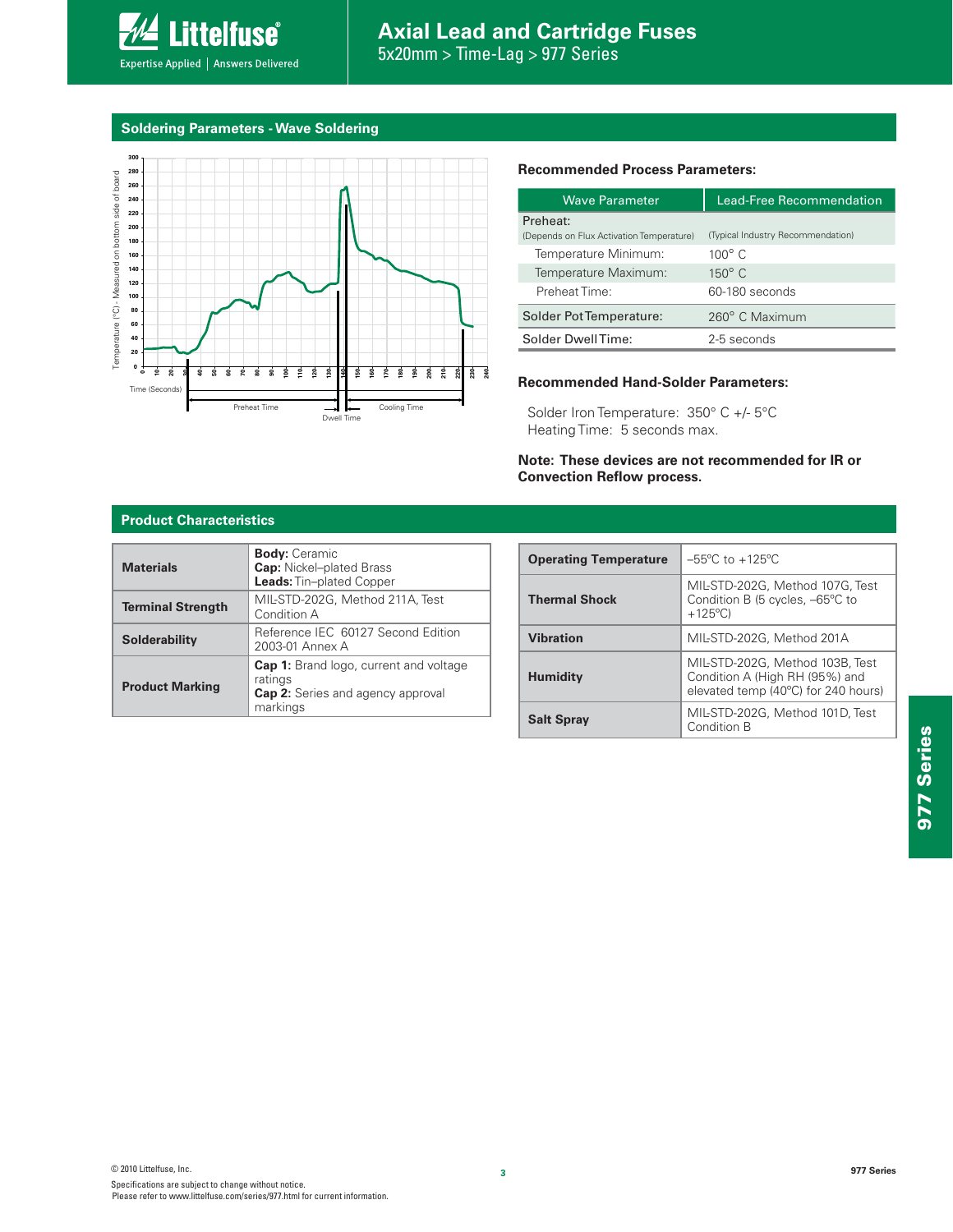## Soldering Parameters - Wave Soldering

Temperature (°C) - Measured on bottom side of board

Time (Seconds)

Preheat Time

Dwell Time

Cooling Time

### Recommended Process Parameters:

| Wave Parameter | Lead-Free Recommendation |
|---|---|
| Preheat: (Depends on Flux Activation Temperature) | (Typical Industry Recommendation) |
| Temperature Minimum: | 100° C |
| Temperature Maximum: | 150° C |
| Preheat Time: | 60-180 seconds |
| Solder Pot Temperature: | 260° C Maximum |
| Solder Dwell Time: | 2-5 seconds |

### Recommended Hand-Solder Parameters:

Solder Iron Temperature: 350° C +/- 5°C
Heating Time: 5 seconds max.

**Note: These devices are not recommended for IR or Convection Reflow process.**

## Product Characteristics

| | |
|---|---|
| **Materials** | **Body:** Ceramic<br>**Cap:** Nickel–plated Brass<br>**Leads:** Tin–plated Copper |
| **Terminal Strength** | MIL-STD-202G, Method 211A, Test Condition A |
| **Solderability** | Reference IEC 60127 Second Edition 2003-01 Annex A |
| **Product Marking** | **Cap 1:** Brand logo, current and voltage ratings<br>**Cap 2:** Series and agency approval markings |

| | |
|---|---|
| **Operating Temperature** | –55ºC to +125ºC |
| **Thermal Shock** | MIL-STD-202G, Method 107G, Test Condition B (5 cycles, –65ºC to +125ºC) |
| **Vibration** | MIL-STD-202G, Method 201A |
| **Humidity** | MIL-STD-202G, Method 103B, Test Condition A (High RH (95%) and elevated temp (40ºC) for 240 hours) |
| **Salt Spray** | MIL-STD-202G, Method 101D, Test Condition B |

© 2010 Littelfuse, Inc.

Specifications are subject to change without notice.
Please refer to www.littelfuse.com/series/977.html for current information.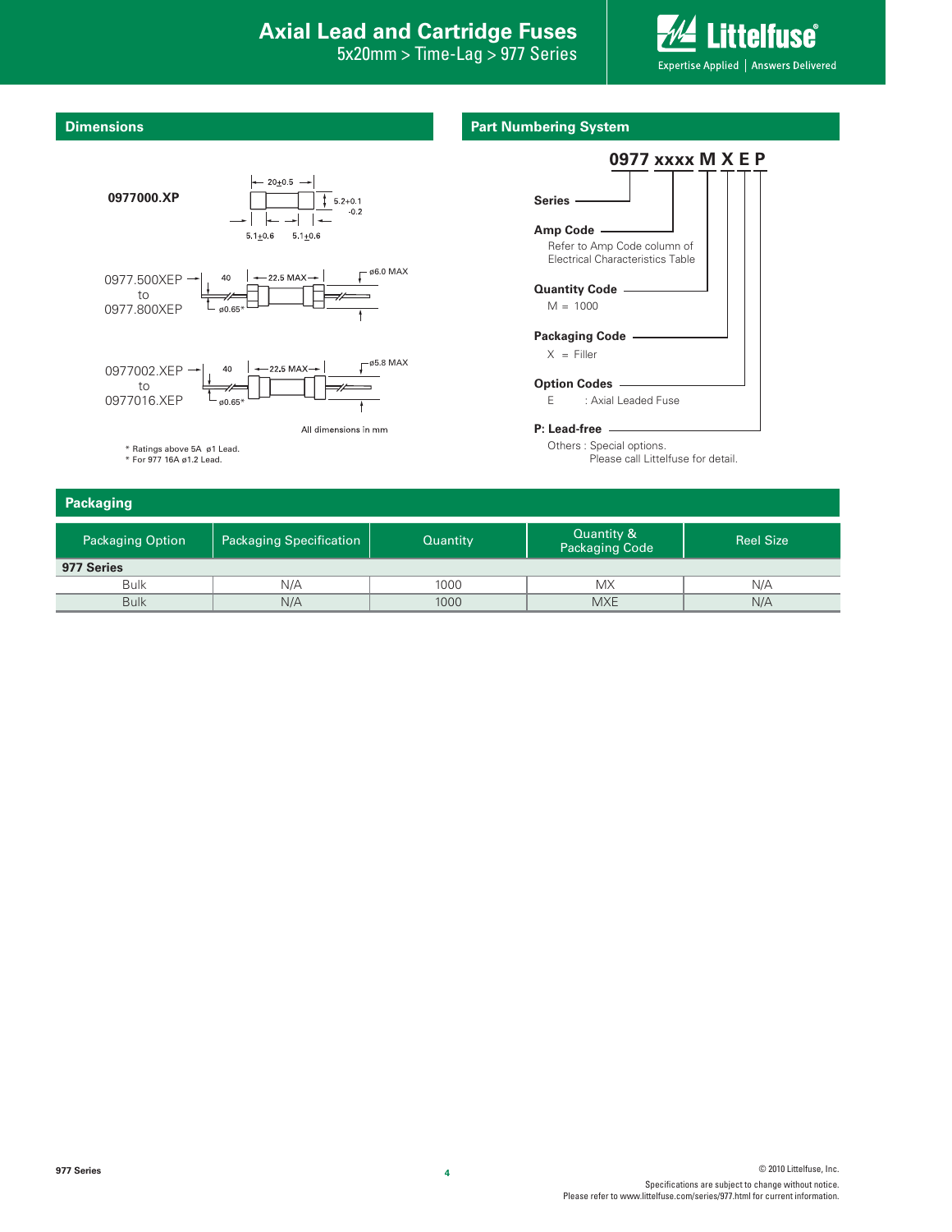## Dimensions

**0977000.XP**

20±0.5

5.2+0.1 -0.2

5.1±0.6 5.1±0.6

0977.500XEP to 0977.800XEP

40 22.5 MAX ø6.0 MAX

ø0.65*

0977002.XEP to 0977016.XEP

40 22.5 MAX ø5.8 MAX

ø0.65*

All dimensions in mm

* Ratings above 5A ø1 Lead.
* For 977 16A ø1.2 Lead.

## Part Numbering System

**0977 xxxx M X E P**

**Series**

**Amp Code**
Refer to Amp Code column of Electrical Characteristics Table

**Quantity Code**
M = 1000

**Packaging Code**
X = Filler

**Option Codes**
E : Axial Leaded Fuse

**P: Lead-free**
Others : Special options. Please call Littelfuse for detail.

## Packaging

| Packaging Option | Packaging Specification | Quantity | Quantity & Packaging Code | Reel Size |
|---|---|---|---|---|
| **977 Series** | | | | |
| Bulk | N/A | 1000 | MX | N/A |
| Bulk | N/A | 1000 | MXE | N/A |